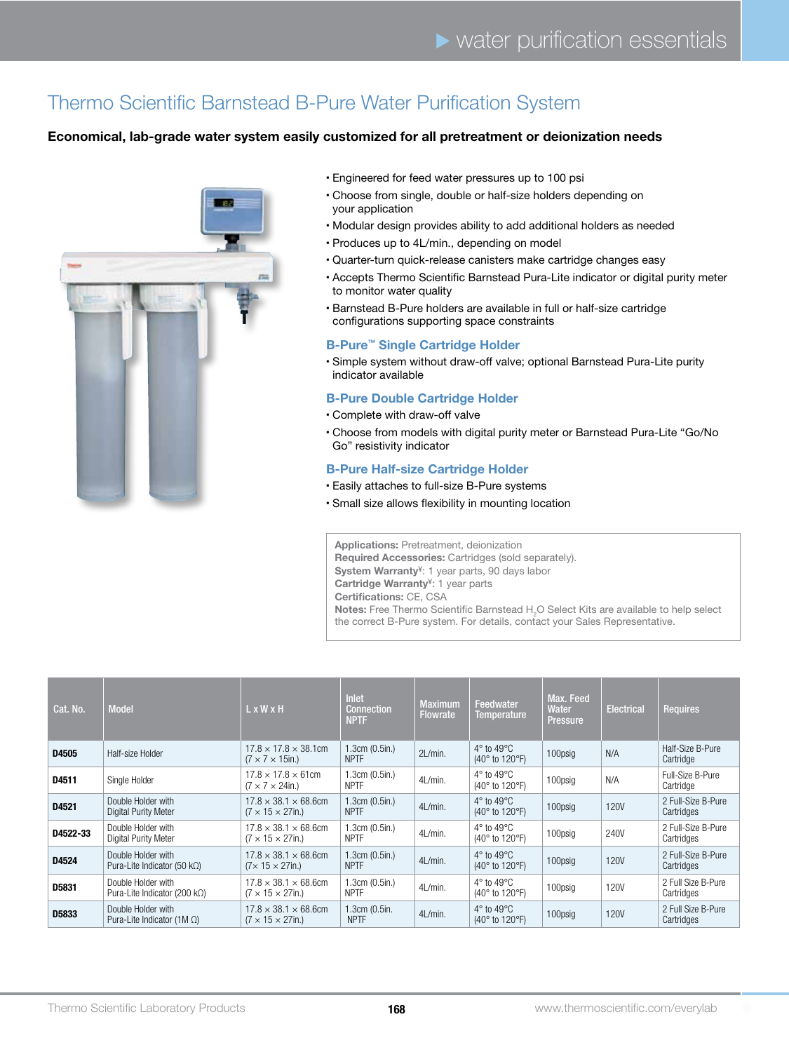# Thermo Scientific Barnstead B-Pure Water Purification System

**Economical, lab-grade water system easily customized for all pretreatment or deionization needs**

- Engineered for feed water pressures up to 100 psi
- Choose from single, double or half-size holders depending on your application
- Modular design provides ability to add additional holders as needed
- Produces up to 4L/min., depending on model
- Quarter-turn quick-release canisters make cartridge changes easy
- Accepts Thermo Scientific Barnstead Pura-Lite indicator or digital purity meter to monitor water quality
- Barnstead B-Pure holders are available in full or half-size cartridge configurations supporting space constraints

### B-Pure™ Single Cartridge Holder

- Simple system without draw-off valve; optional Barnstead Pura-Lite purity indicator available

### B-Pure Double Cartridge Holder

- Complete with draw-off valve
- Choose from models with digital purity meter or Barnstead Pura-Lite "Go/No Go" resistivity indicator

### B-Pure Half-size Cartridge Holder

- Easily attaches to full-size B-Pure systems
- Small size allows flexibility in mounting location

**Applications:** Pretreatment, deionization
**Required Accessories:** Cartridges (sold separately).
**System Warranty**[¥]: 1 year parts, 90 days labor
**Cartridge Warranty**[¥]: 1 year parts
**Certifications:** CE, CSA
**Notes:** Free Thermo Scientific Barnstead $H_2O$ Select Kits are available to help select the correct B-Pure system. For details, contact your Sales Representative.

| Cat. No. | Model | L x W x H | Inlet Connection NPTF | Maximum Flowrate | Feedwater Temperature | Max. Feed Water Pressure | Electrical | Requires |
|---|---|---|---|---|---|---|---|---|
| **D4505** | Half-size Holder | 17.8 × 17.8 × 38.1cm (7 × 7 × 15in.) | 1.3cm (0.5in.) NPTF | 2L/min. | 4° to 49°C (40° to 120°F) | 100psig | N/A | Half-Size B-Pure Cartridge |
| **D4511** | Single Holder | 17.8 × 17.8 × 61cm (7 × 7 × 24in.) | 1.3cm (0.5in.) NPTF | 4L/min. | 4° to 49°C (40° to 120°F) | 100psig | N/A | Full-Size B-Pure Cartridge |
| **D4521** | Double Holder with Digital Purity Meter | 17.8 × 38.1 × 68.6cm (7 × 15 × 27in.) | 1.3cm (0.5in.) NPTF | 4L/min. | 4° to 49°C (40° to 120°F) | 100psig | 120V | 2 Full-Size B-Pure Cartridges |
| **D4522-33** | Double Holder with Digital Purity Meter | 17.8 × 38.1 × 68.6cm (7 × 15 × 27in.) | 1.3cm (0.5in.) NPTF | 4L/min. | 4° to 49°C (40° to 120°F) | 100psig | 240V | 2 Full-Size B-Pure Cartridges |
| **D4524** | Double Holder with Pura-Lite Indicator (50 kΩ) | 17.8 × 38.1 × 68.6cm (7× 15 × 27in.) | 1.3cm (0.5in.) NPTF | 4L/min. | 4° to 49°C (40° to 120°F) | 100psig | 120V | 2 Full-Size B-Pure Cartridges |
| **D5831** | Double Holder with Pura-Lite Indicator (200 kΩ) | 17.8 × 38.1 × 68.6cm (7 × 15 × 27in.) | 1.3cm (0.5in.) NPTF | 4L/min. | 4° to 49°C (40° to 120°F) | 100psig | 120V | 2 Full Size B-Pure Cartridges |
| **D5833** | Double Holder with Pura-Lite Indicator (1M Ω) | 17.8 × 38.1 × 68.6cm (7 × 15 × 27in.) | 1.3cm (0.5in. NPTF | 4L/min. | 4° to 49°C (40° to 120°F) | 100psig | 120V | 2 Full Size B-Pure Cartridges |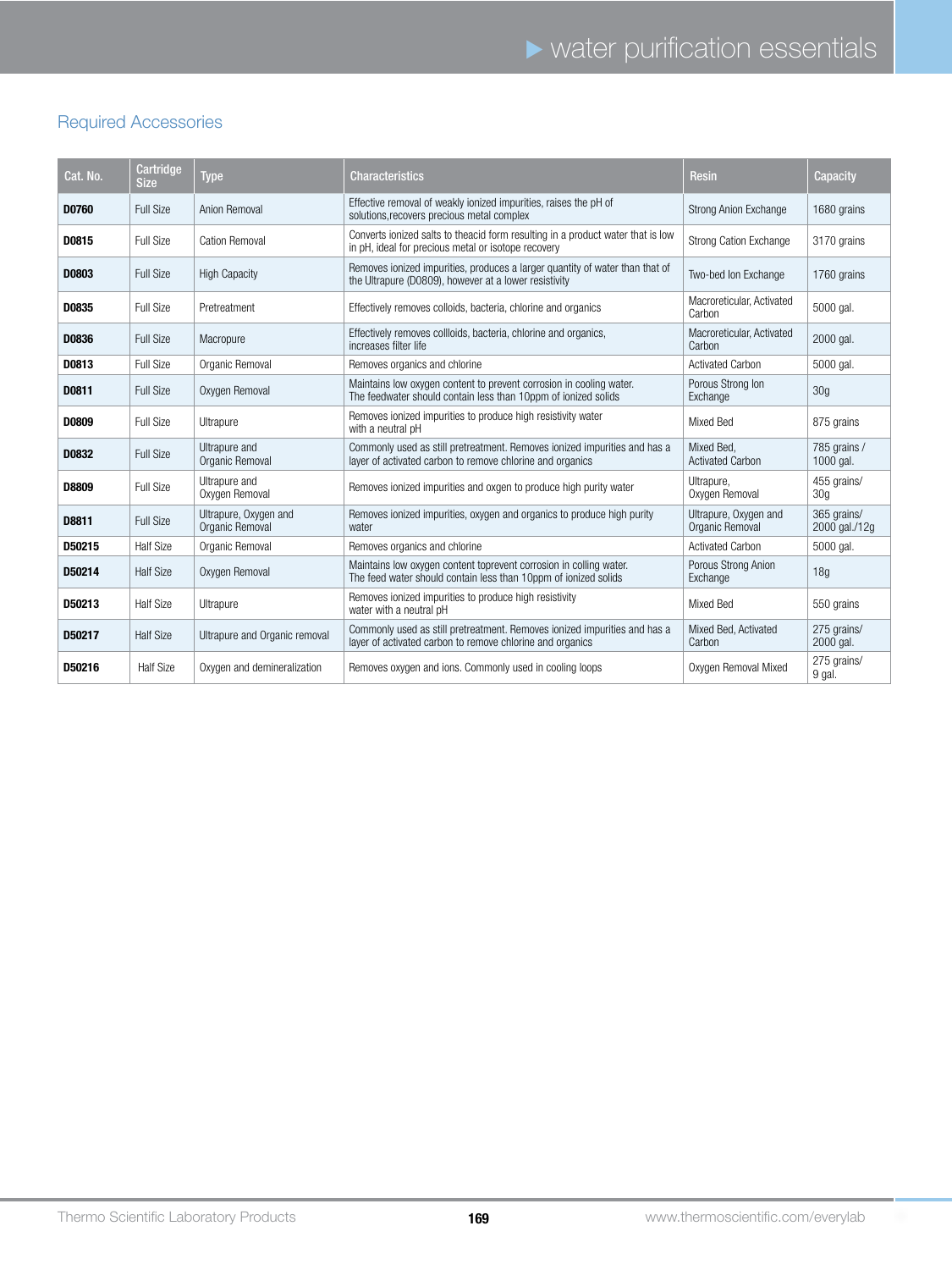## Required Accessories

| Cat. No. | Cartridge Size | Type | Characteristics | Resin | Capacity |
|---|---|---|---|---|---|
| **D0760** | Full Size | Anion Removal | Effective removal of weakly ionized impurities, raises the pH of solutions,recovers precious metal complex | Strong Anion Exchange | 1680 grains |
| **D0815** | Full Size | Cation Removal | Converts ionized salts to theacid form resulting in a product water that is low in pH, ideal for precious metal or isotope recovery | Strong Cation Exchange | 3170 grains |
| **D0803** | Full Size | High Capacity | Removes ionized impurities, produces a larger quantity of water than that of the Ultrapure (D0809), however at a lower resistivity | Two-bed Ion Exchange | 1760 grains |
| **D0835** | Full Size | Pretreatment | Effectively removes colloids, bacteria, chlorine and organics | Macroreticular, Activated Carbon | 5000 gal. |
| **D0836** | Full Size | Macropure | Effectively removes collloids, bacteria, chlorine and organics, increases filter life | Macroreticular, Activated Carbon | 2000 gal. |
| **D0813** | Full Size | Organic Removal | Removes organics and chlorine | Activated Carbon | 5000 gal. |
| **D0811** | Full Size | Oxygen Removal | Maintains low oxygen content to prevent corrosion in cooling water. The feedwater should contain less than 10ppm of ionized solids | Porous Strong Ion Exchange | 30g |
| **D0809** | Full Size | Ultrapure | Removes ionized impurities to produce high resistivity water with a neutral pH | Mixed Bed | 875 grains |
| **D0832** | Full Size | Ultrapure and Organic Removal | Commonly used as still pretreatment. Removes ionized impurities and has a layer of activated carbon to remove chlorine and organics | Mixed Bed, Activated Carbon | 785 grains / 1000 gal. |
| **D8809** | Full Size | Ultrapure and Oxygen Removal | Removes ionized impurities and oxgen to produce high purity water | Ultrapure, Oxygen Removal | 455 grains/ 30g |
| **D8811** | Full Size | Ultrapure, Oxygen and Organic Removal | Removes ionized impurities, oxygen and organics to produce high purity water | Ultrapure, Oxygen and Organic Removal | 365 grains/ 2000 gal./12g |
| **D50215** | Half Size | Organic Removal | Removes organics and chlorine | Activated Carbon | 5000 gal. |
| **D50214** | Half Size | Oxygen Removal | Maintains low oxygen content toprevent corrosion in colling water. The feed water should contain less than 10ppm of ionized solids | Porous Strong Anion Exchange | 18g |
| **D50213** | Half Size | Ultrapure | Removes ionized impurities to produce high resistivity water with a neutral pH | Mixed Bed | 550 grains |
| **D50217** | Half Size | Ultrapure and Organic removal | Commonly used as still pretreatment. Removes ionized impurities and has a layer of activated carbon to remove chlorine and organics | Mixed Bed, Activated Carbon | 275 grains/ 2000 gal. |
| **D50216** | Half Size | Oxygen and demineralization | Removes oxygen and ions. Commonly used in cooling loops | Oxygen Removal Mixed | 275 grains/ 9 gal. |